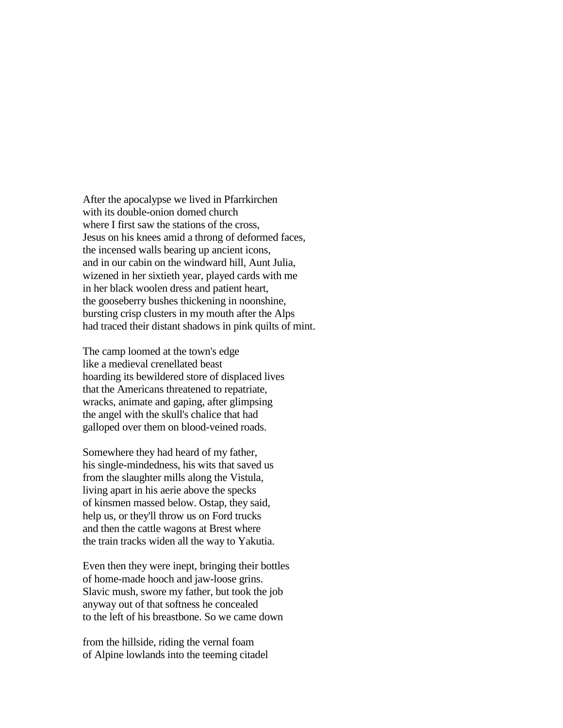After the apocalypse we lived in Pfarrkirchen
with its double-onion domed church
where I first saw the stations of the cross,
Jesus on his knees amid a throng of deformed faces,
the incensed walls bearing up ancient icons,
and in our cabin on the windward hill, Aunt Julia,
wizened in her sixtieth year, played cards with me
in her black woolen dress and patient heart,
the gooseberry bushes thickening in noonshine,
bursting crisp clusters in my mouth after the Alps
had traced their distant shadows in pink quilts of mint.

The camp loomed at the town's edge
like a medieval crenellated beast
hoarding its bewildered store of displaced lives
that the Americans threatened to repatriate,
wracks, animate and gaping, after glimpsing
the angel with the skull's chalice that had
galloped over them on blood-veined roads.

Somewhere they had heard of my father,
his single-mindedness, his wits that saved us
from the slaughter mills along the Vistula,
living apart in his aerie above the specks
of kinsmen massed below. Ostap, they said,
help us, or they'll throw us on Ford trucks
and then the cattle wagons at Brest where
the train tracks widen all the way to Yakutia.

Even then they were inept, bringing their bottles
of home-made hooch and jaw-loose grins.
Slavic mush, swore my father, but took the job
anyway out of that softness he concealed
to the left of his breastbone. So we came down

from the hillside, riding the vernal foam
of Alpine lowlands into the teeming citadel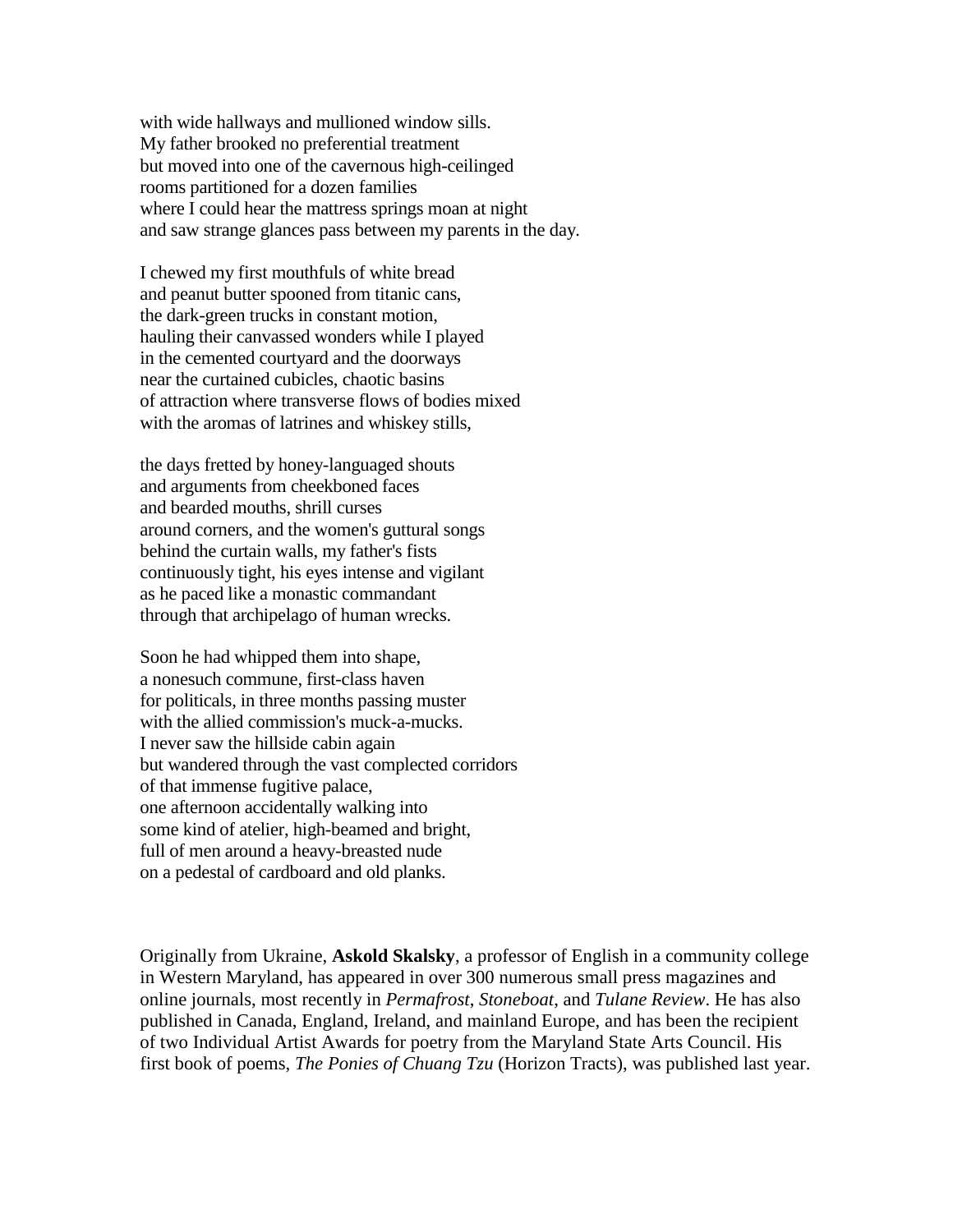with wide hallways and mullioned window sills.  
My father brooked no preferential treatment  
but moved into one of the cavernous high-ceilinged  
rooms partitioned for a dozen families  
where I could hear the mattress springs moan at night  
and saw strange glances pass between my parents in the day.

I chewed my first mouthfuls of white bread  
and peanut butter spooned from titanic cans,  
the dark-green trucks in constant motion,  
hauling their canvassed wonders while I played  
in the cemented courtyard and the doorways  
near the curtained cubicles, chaotic basins  
of attraction where transverse flows of bodies mixed  
with the aromas of latrines and whiskey stills,

the days fretted by honey-languaged shouts  
and arguments from cheekboned faces  
and bearded mouths, shrill curses  
around corners, and the women's guttural songs  
behind the curtain walls, my father's fists  
continuously tight, his eyes intense and vigilant  
as he paced like a monastic commandant  
through that archipelago of human wrecks.

Soon he had whipped them into shape,  
a nonesuch commune, first-class haven  
for politicals, in three months passing muster  
with the allied commission's muck-a-mucks.  
I never saw the hillside cabin again  
but wandered through the vast complected corridors  
of that immense fugitive palace,  
one afternoon accidentally walking into  
some kind of atelier, high-beamed and bright,  
full of men around a heavy-breasted nude  
on a pedestal of cardboard and old planks.

Originally from Ukraine, **Askold Skalsky**, a professor of English in a community college in Western Maryland, has appeared in over 300 numerous small press magazines and online journals, most recently in *Permafrost*, *Stoneboat*, and *Tulane Review*. He has also published in Canada, England, Ireland, and mainland Europe, and has been the recipient of two Individual Artist Awards for poetry from the Maryland State Arts Council. His first book of poems, *The Ponies of Chuang Tzu* (Horizon Tracts), was published last year.